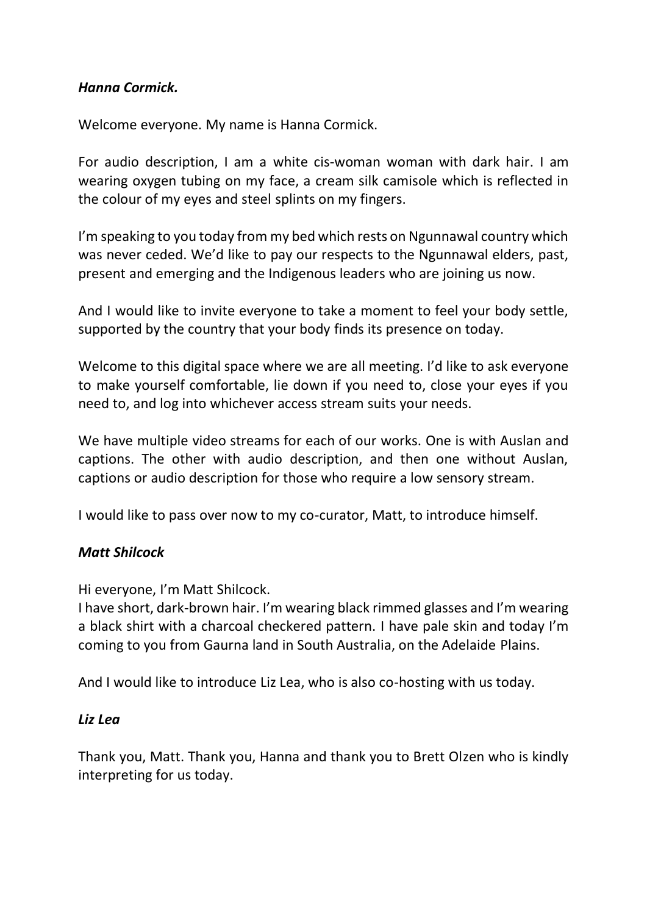***Hanna Cormick.***

Welcome everyone. My name is Hanna Cormick.

For audio description, I am a white cis-woman woman with dark hair. I am wearing oxygen tubing on my face, a cream silk camisole which is reflected in the colour of my eyes and steel splints on my fingers.

I'm speaking to you today from my bed which rests on Ngunnawal country which was never ceded. We'd like to pay our respects to the Ngunnawal elders, past, present and emerging and the Indigenous leaders who are joining us now.

And I would like to invite everyone to take a moment to feel your body settle, supported by the country that your body finds its presence on today.

Welcome to this digital space where we are all meeting. I'd like to ask everyone to make yourself comfortable, lie down if you need to, close your eyes if you need to, and log into whichever access stream suits your needs.

We have multiple video streams for each of our works. One is with Auslan and captions. The other with audio description, and then one without Auslan, captions or audio description for those who require a low sensory stream.

I would like to pass over now to my co-curator, Matt, to introduce himself.

***Matt Shilcock***

Hi everyone, I'm Matt Shilcock.
I have short, dark-brown hair. I'm wearing black rimmed glasses and I'm wearing a black shirt with a charcoal checkered pattern. I have pale skin and today I'm coming to you from Gaurna land in South Australia, on the Adelaide Plains.

And I would like to introduce Liz Lea, who is also co-hosting with us today.

***Liz Lea***

Thank you, Matt. Thank you, Hanna and thank you to Brett Olzen who is kindly interpreting for us today.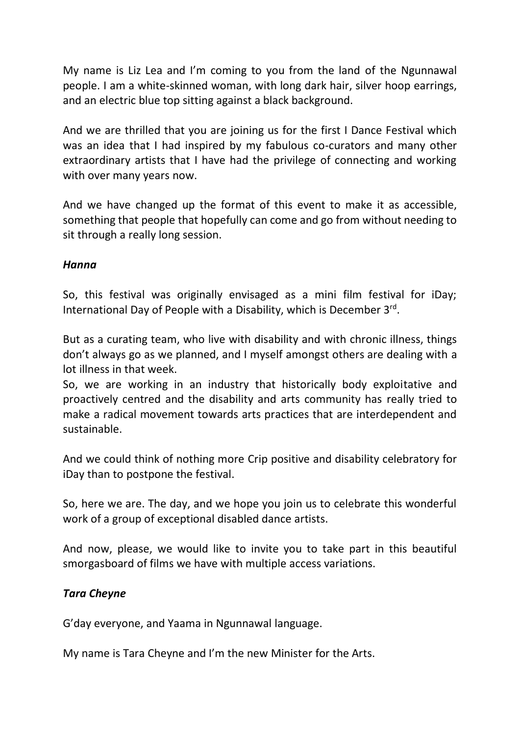My name is Liz Lea and I'm coming to you from the land of the Ngunnawal people. I am a white-skinned woman, with long dark hair, silver hoop earrings, and an electric blue top sitting against a black background.

And we are thrilled that you are joining us for the first I Dance Festival which was an idea that I had inspired by my fabulous co-curators and many other extraordinary artists that I have had the privilege of connecting and working with over many years now.

And we have changed up the format of this event to make it as accessible, something that people that hopefully can come and go from without needing to sit through a really long session.

***Hanna***

So, this festival was originally envisaged as a mini film festival for iDay; International Day of People with a Disability, which is December 3rd.

But as a curating team, who live with disability and with chronic illness, things don't always go as we planned, and I myself amongst others are dealing with a lot illness in that week.
So, we are working in an industry that historically body exploitative and proactively centred and the disability and arts community has really tried to make a radical movement towards arts practices that are interdependent and sustainable.

And we could think of nothing more Crip positive and disability celebratory for iDay than to postpone the festival.

So, here we are. The day, and we hope you join us to celebrate this wonderful work of a group of exceptional disabled dance artists.

And now, please, we would like to invite you to take part in this beautiful smorgasboard of films we have with multiple access variations.

***Tara Cheyne***

G'day everyone, and Yaama in Ngunnawal language.

My name is Tara Cheyne and I'm the new Minister for the Arts.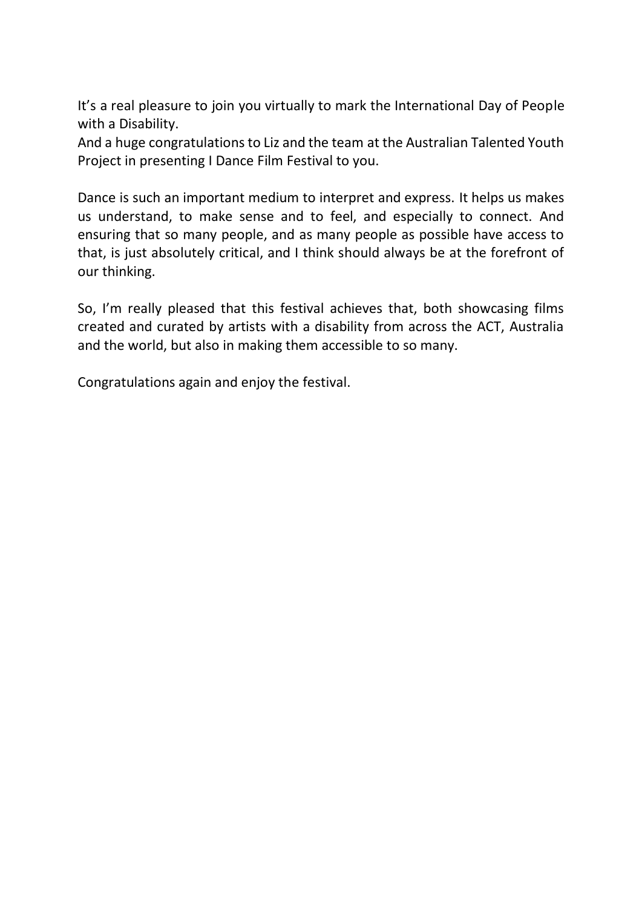It's a real pleasure to join you virtually to mark the International Day of People with a Disability.
And a huge congratulations to Liz and the team at the Australian Talented Youth Project in presenting I Dance Film Festival to you.

Dance is such an important medium to interpret and express. It helps us makes us understand, to make sense and to feel, and especially to connect. And ensuring that so many people, and as many people as possible have access to that, is just absolutely critical, and I think should always be at the forefront of our thinking.

So, I'm really pleased that this festival achieves that, both showcasing films created and curated by artists with a disability from across the ACT, Australia and the world, but also in making them accessible to so many.

Congratulations again and enjoy the festival.